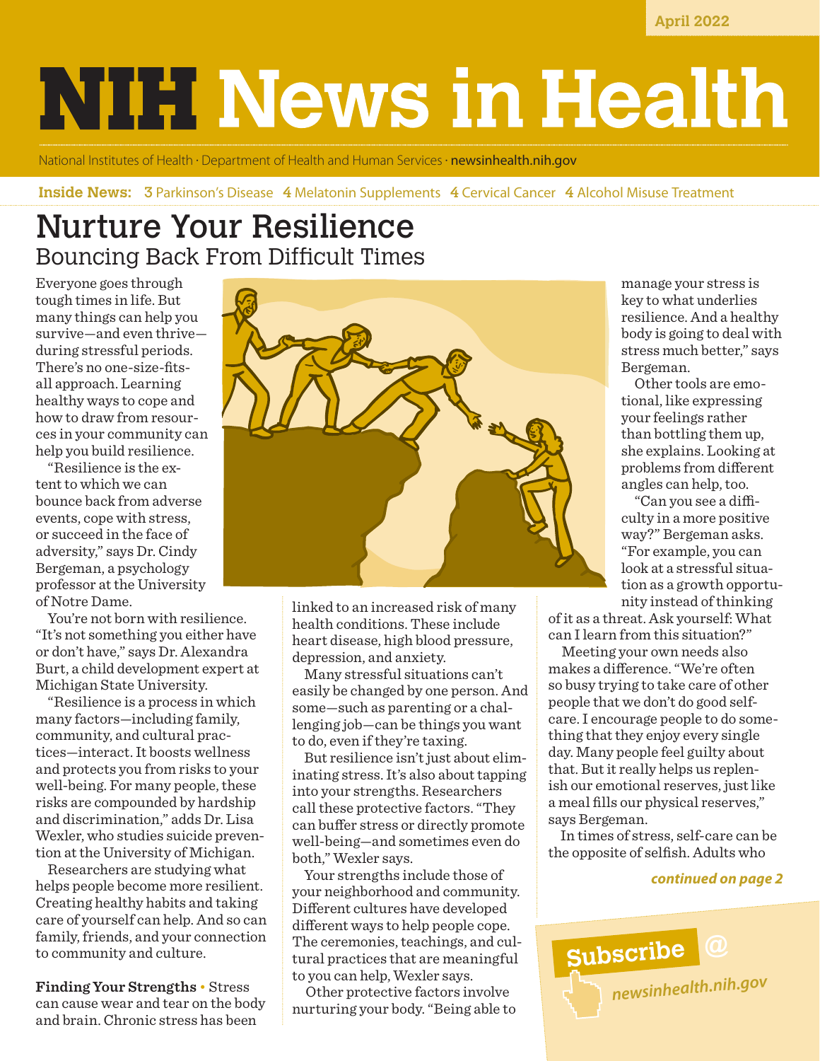April 2022

# NIH News in Health

National Institutes of Health · Department of Health and Human Services · newsinhealth.nih.gov

**Inside News:** 3 Parkinson's Disease 4 Melatonin Supplements 4 Cervical Cancer 4 Alcohol Misuse Treatment

## Nurture Your Resilience

### Bouncing Back From Difficult Times

Everyone goes through tough times in life. But many things can help you survive—and even thrive—during stressful periods. There's no one-size-fits-all approach. Learning healthy ways to cope and how to draw from resources in your community can help you build resilience.

"Resilience is the extent to which we can bounce back from adverse events, cope with stress, or succeed in the face of adversity," says Dr. Cindy Bergeman, a psychology professor at the University of Notre Dame.

You're not born with resilience. "It's not something you either have or don't have," says Dr. Alexandra Burt, a child development expert at Michigan State University.

"Resilience is a process in which many factors—including family, community, and cultural practices—interact. It boosts wellness and protects you from risks to your well-being. For many people, these risks are compounded by hardship and discrimination," adds Dr. Lisa Wexler, who studies suicide prevention at the University of Michigan.

Researchers are studying what helps people become more resilient. Creating healthy habits and taking care of yourself can help. And so can family, friends, and your connection to community and culture.

**Finding Your Strengths** • Stress can cause wear and tear on the body and brain. Chronic stress has been linked to an increased risk of many health conditions. These include heart disease, high blood pressure, depression, and anxiety.

Many stressful situations can't easily be changed by one person. And some—such as parenting or a challenging job—can be things you want to do, even if they're taxing.

But resilience isn't just about eliminating stress. It's also about tapping into your strengths. Researchers call these protective factors. "They can buffer stress or directly promote well-being—and sometimes even do both," Wexler says.

Your strengths include those of your neighborhood and community. Different cultures have developed different ways to help people cope. The ceremonies, teachings, and cultural practices that are meaningful to you can help, Wexler says.

Other protective factors involve nurturing your body. "Being able to manage your stress is key to what underlies resilience. And a healthy body is going to deal with stress much better," says Bergeman.

Other tools are emotional, like expressing your feelings rather than bottling them up, she explains. Looking at problems from different angles can help, too.

"Can you see a difficulty in a more positive way?" Bergeman asks. "For example, you can look at a stressful situation as a growth opportunity instead of thinking of it as a threat. Ask yourself: What can I learn from this situation?"

Meeting your own needs also makes a difference. "We're often so busy trying to take care of other people that we don't do good self-care. I encourage people to do something that they enjoy every single day. Many people feel guilty about that. But it really helps us replenish our emotional reserves, just like a meal fills our physical reserves," says Bergeman.

In times of stress, self-care can be the opposite of selfish. Adults who

*continued on page 2*

Subscribe @ newsinhealth.nih.gov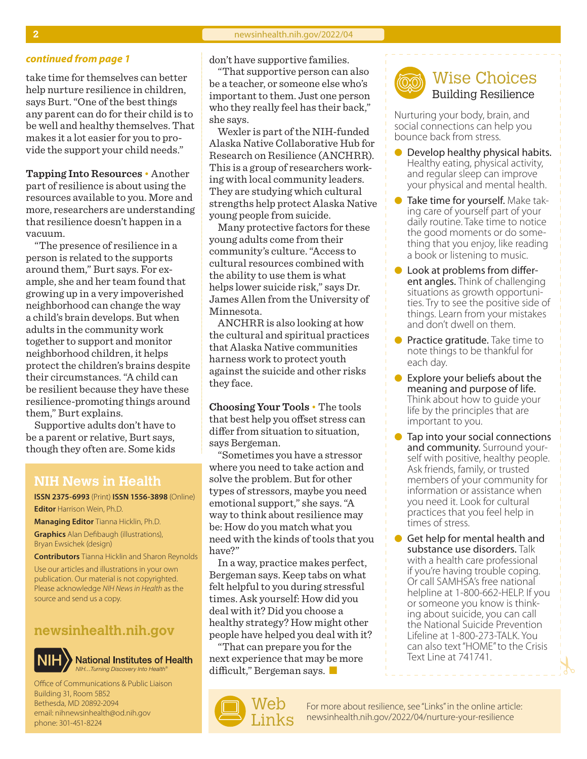*continued from page 1*

take time for themselves can better help nurture resilience in children, says Burt. "One of the best things any parent can do for their child is to be well and healthy themselves. That makes it a lot easier for you to provide the support your child needs."

**Tapping Into Resources** • Another part of resilience is about using the resources available to you. More and more, researchers are understanding that resilience doesn't happen in a vacuum.

"The presence of resilience in a person is related to the supports around them," Burt says. For example, she and her team found that growing up in a very impoverished neighborhood can change the way a child's brain develops. But when adults in the community work together to support and monitor neighborhood children, it helps protect the children's brains despite their circumstances. "A child can be resilient because they have these resilience-promoting things around them," Burt explains.

Supportive adults don't have to be a parent or relative, Burt says, though they often are. Some kids don't have supportive families.

"That supportive person can also be a teacher, or someone else who's important to them. Just one person who they really feel has their back," she says.

Wexler is part of the NIH-funded Alaska Native Collaborative Hub for Research on Resilience (ANCHRR). This is a group of researchers working with local community leaders. They are studying which cultural strengths help protect Alaska Native young people from suicide.

Many protective factors for these young adults come from their community's culture. "Access to cultural resources combined with the ability to use them is what helps lower suicide risk," says Dr. James Allen from the University of Minnesota.

ANCHRR is also looking at how the cultural and spiritual practices that Alaska Native communities harness work to protect youth against the suicide and other risks they face.

**Choosing Your Tools** • The tools that best help you offset stress can differ from situation to situation, says Bergeman.

"Sometimes you have a stressor where you need to take action and solve the problem. But for other types of stressors, maybe you need emotional support," she says. "A way to think about resilience may be: How do you match what you need with the kinds of tools that you have?"

In a way, practice makes perfect, Bergeman says. Keep tabs on what felt helpful to you during stressful times. Ask yourself: How did you deal with it? Did you choose a healthy strategy? How might other people have helped you deal with it?

"That can prepare you for the next experience that may be more difficult," Bergeman says. ■

## Wise Choices
### Building Resilience

Nurturing your body, brain, and social connections can help you bounce back from stress.

- **Develop healthy physical habits.** Healthy eating, physical activity, and regular sleep can improve your physical and mental health.
- **Take time for yourself.** Make taking care of yourself part of your daily routine. Take time to notice the good moments or do something that you enjoy, like reading a book or listening to music.
- **Look at problems from different angles.** Think of challenging situations as growth opportunities. Try to see the positive side of things. Learn from your mistakes and don't dwell on them.
- **Practice gratitude.** Take time to note things to be thankful for each day.
- **Explore your beliefs about the meaning and purpose of life.** Think about how to guide your life by the principles that are important to you.
- **Tap into your social connections and community.** Surround yourself with positive, healthy people. Ask friends, family, or trusted members of your community for information or assistance when you need it. Look for cultural practices that you feel help in times of stress.
- **Get help for mental health and substance use disorders.** Talk with a health care professional if you're having trouble coping. Or call SAMHSA's free national helpline at 1-800-662-HELP. If you or someone you know is thinking about suicide, you can call the National Suicide Prevention Lifeline at 1-800-273-TALK. You can also text "HOME" to the Crisis Text Line at 741741.

## NIH News in Health

**ISSN 2375-6993** (Print) **ISSN 1556-3898** (Online)

**Editor** Harrison Wein, Ph.D.

**Managing Editor** Tianna Hicklin, Ph.D.

**Graphics** Alan Defibaugh (illustrations), Bryan Ewsichek (design)

**Contributors** Tianna Hicklin and Sharon Reynolds

Use our articles and illustrations in your own publication. Our material is not copyrighted. Please acknowledge *NIH News in Health* as the source and send us a copy.

**newsinhealth.nih.gov**

National Institutes of Health
*NIH...Turning Discovery Into Health®*

Office of Communications & Public Liaison
Building 31, Room 5B52
Bethesda, MD 20892-2094
email: nihnewsinhealth@od.nih.gov
phone: 301-451-8224

## Web Links

For more about resilience, see "Links" in the online article: newsinhealth.nih.gov/2022/04/nurture-your-resilience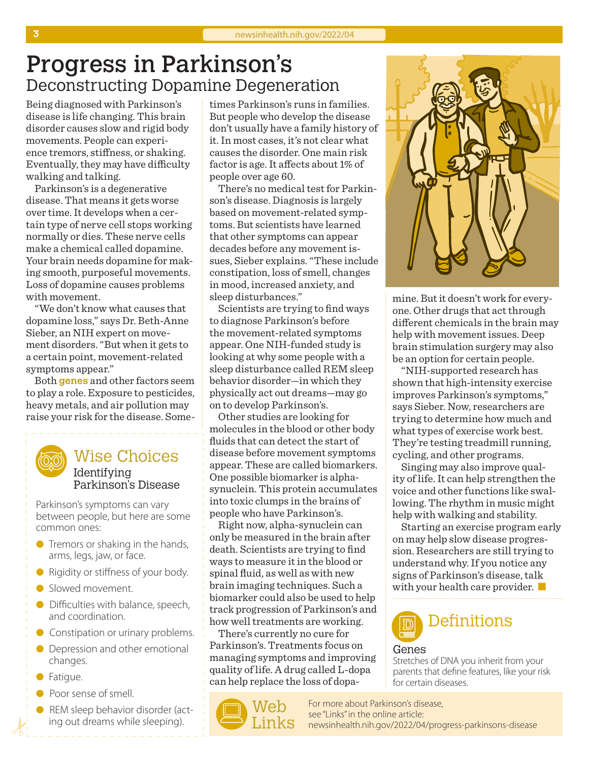# Progress in Parkinson's

## Deconstructing Dopamine Degeneration

Being diagnosed with Parkinson's disease is life changing. This brain disorder causes slow and rigid body movements. People can experience tremors, stiffness, or shaking. Eventually, they may have difficulty walking and talking.

Parkinson's is a degenerative disease. That means it gets worse over time. It develops when a certain type of nerve cell stops working normally or dies. These nerve cells make a chemical called dopamine. Your brain needs dopamine for making smooth, purposeful movements. Loss of dopamine causes problems with movement.

"We don't know what causes that dopamine loss," says Dr. Beth-Anne Sieber, an NIH expert on movement disorders. "But when it gets to a certain point, movement-related symptoms appear."

Both **genes** and other factors seem to play a role. Exposure to pesticides, heavy metals, and air pollution may raise your risk for the disease. Sometimes Parkinson's runs in families. But people who develop the disease don't usually have a family history of it. In most cases, it's not clear what causes the disorder. One main risk factor is age. It affects about 1% of people over age 60.

There's no medical test for Parkinson's disease. Diagnosis is largely based on movement-related symptoms. But scientists have learned that other symptoms can appear decades before any movement issues, Sieber explains. "These include constipation, loss of smell, changes in mood, increased anxiety, and sleep disturbances."

Scientists are trying to find ways to diagnose Parkinson's before the movement-related symptoms appear. One NIH-funded study is looking at why some people with a sleep disturbance called REM sleep behavior disorder—in which they physically act out dreams—may go on to develop Parkinson's.

Other studies are looking for molecules in the blood or other body fluids that can detect the start of disease before movement symptoms appear. These are called biomarkers. One possible biomarker is alpha-synuclein. This protein accumulates into toxic clumps in the brains of people who have Parkinson's.

Right now, alpha-synuclein can only be measured in the brain after death. Scientists are trying to find ways to measure it in the blood or spinal fluid, as well as with new brain imaging techniques. Such a biomarker could also be used to help track progression of Parkinson's and how well treatments are working.

There's currently no cure for Parkinson's. Treatments focus on managing symptoms and improving quality of life. A drug called L-dopa can help replace the loss of dopamine. But it doesn't work for everyone. Other drugs that act through different chemicals in the brain may help with movement issues. Deep brain stimulation surgery may also be an option for certain people.

"NIH-supported research has shown that high-intensity exercise improves Parkinson's symptoms," says Sieber. Now, researchers are trying to determine how much and what types of exercise work best. They're testing treadmill running, cycling, and other programs.

Singing may also improve quality of life. It can help strengthen the voice and other functions like swallowing. The rhythm in music might help with walking and stability.

Starting an exercise program early on may help slow disease progression. Researchers are still trying to understand why. If you notice any signs of Parkinson's disease, talk with your health care provider.

### Wise Choices
#### Identifying Parkinson's Disease

Parkinson's symptoms can vary between people, but here are some common ones:

- Tremors or shaking in the hands, arms, legs, jaw, or face.
- Rigidity or stiffness of your body.
- Slowed movement.
- Difficulties with balance, speech, and coordination.
- Constipation or urinary problems.
- Depression and other emotional changes.
- Fatigue.
- Poor sense of smell.
- REM sleep behavior disorder (acting out dreams while sleeping).

### Definitions

**Genes**
Stretches of DNA you inherit from your parents that define features, like your risk for certain diseases.

### Web Links

For more about Parkinson's disease, see "Links" in the online article: newsinhealth.nih.gov/2022/04/progress-parkinsons-disease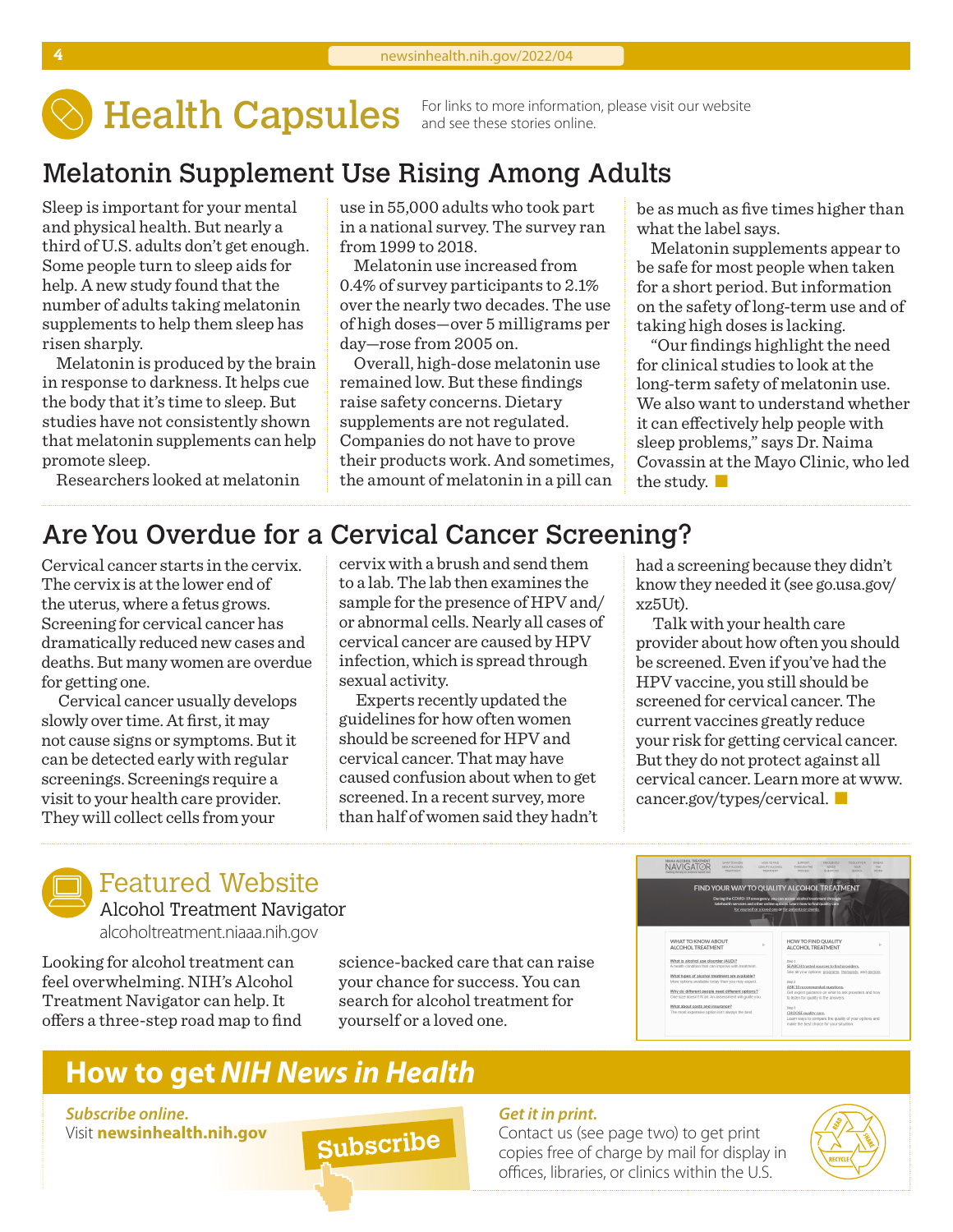# Health Capsules

For links to more information, please visit our website and see these stories online.

## Melatonin Supplement Use Rising Among Adults

Sleep is important for your mental and physical health. But nearly a third of U.S. adults don't get enough. Some people turn to sleep aids for help. A new study found that the number of adults taking melatonin supplements to help them sleep has risen sharply.

Melatonin is produced by the brain in response to darkness. It helps cue the body that it's time to sleep. But studies have not consistently shown that melatonin supplements can help promote sleep.

Researchers looked at melatonin use in 55,000 adults who took part in a national survey. The survey ran from 1999 to 2018.

Melatonin use increased from 0.4% of survey participants to 2.1% over the nearly two decades. The use of high doses—over 5 milligrams per day—rose from 2005 on.

Overall, high-dose melatonin use remained low. But these findings raise safety concerns. Dietary supplements are not regulated. Companies do not have to prove their products work. And sometimes, the amount of melatonin in a pill can be as much as five times higher than what the label says.

Melatonin supplements appear to be safe for most people when taken for a short period. But information on the safety of long-term use and of taking high doses is lacking.

"Our findings highlight the need for clinical studies to look at the long-term safety of melatonin use. We also want to understand whether it can effectively help people with sleep problems," says Dr. Naima Covassin at the Mayo Clinic, who led the study.

## Are You Overdue for a Cervical Cancer Screening?

Cervical cancer starts in the cervix. The cervix is at the lower end of the uterus, where a fetus grows. Screening for cervical cancer has dramatically reduced new cases and deaths. But many women are overdue for getting one.

Cervical cancer usually develops slowly over time. At first, it may not cause signs or symptoms. But it can be detected early with regular screenings. Screenings require a visit to your health care provider. They will collect cells from your cervix with a brush and send them to a lab. The lab then examines the sample for the presence of HPV and/or abnormal cells. Nearly all cases of cervical cancer are caused by HPV infection, which is spread through sexual activity.

Experts recently updated the guidelines for how often women should be screened for HPV and cervical cancer. That may have caused confusion about when to get screened. In a recent survey, more than half of women said they hadn't had a screening because they didn't know they needed it (see go.usa.gov/xz5Ut).

Talk with your health care provider about how often you should be screened. Even if you've had the HPV vaccine, you still should be screened for cervical cancer. The current vaccines greatly reduce your risk for getting cervical cancer. But they do not protect against all cervical cancer. Learn more at www.cancer.gov/types/cervical.

## Featured Website

### Alcohol Treatment Navigator

alcoholtreatment.niaaa.nih.gov

Looking for alcohol treatment can feel overwhelming. NIH's Alcohol Treatment Navigator can help. It offers a three-step road map to find science-backed care that can raise your chance for success. You can search for alcohol treatment for yourself or a loved one.

## How to get *NIH News in Health*

***Subscribe online.***
Visit **newsinhealth.nih.gov**

Subscribe

***Get it in print.***
Contact us (see page two) to get print copies free of charge by mail for display in offices, libraries, or clinics within the U.S.